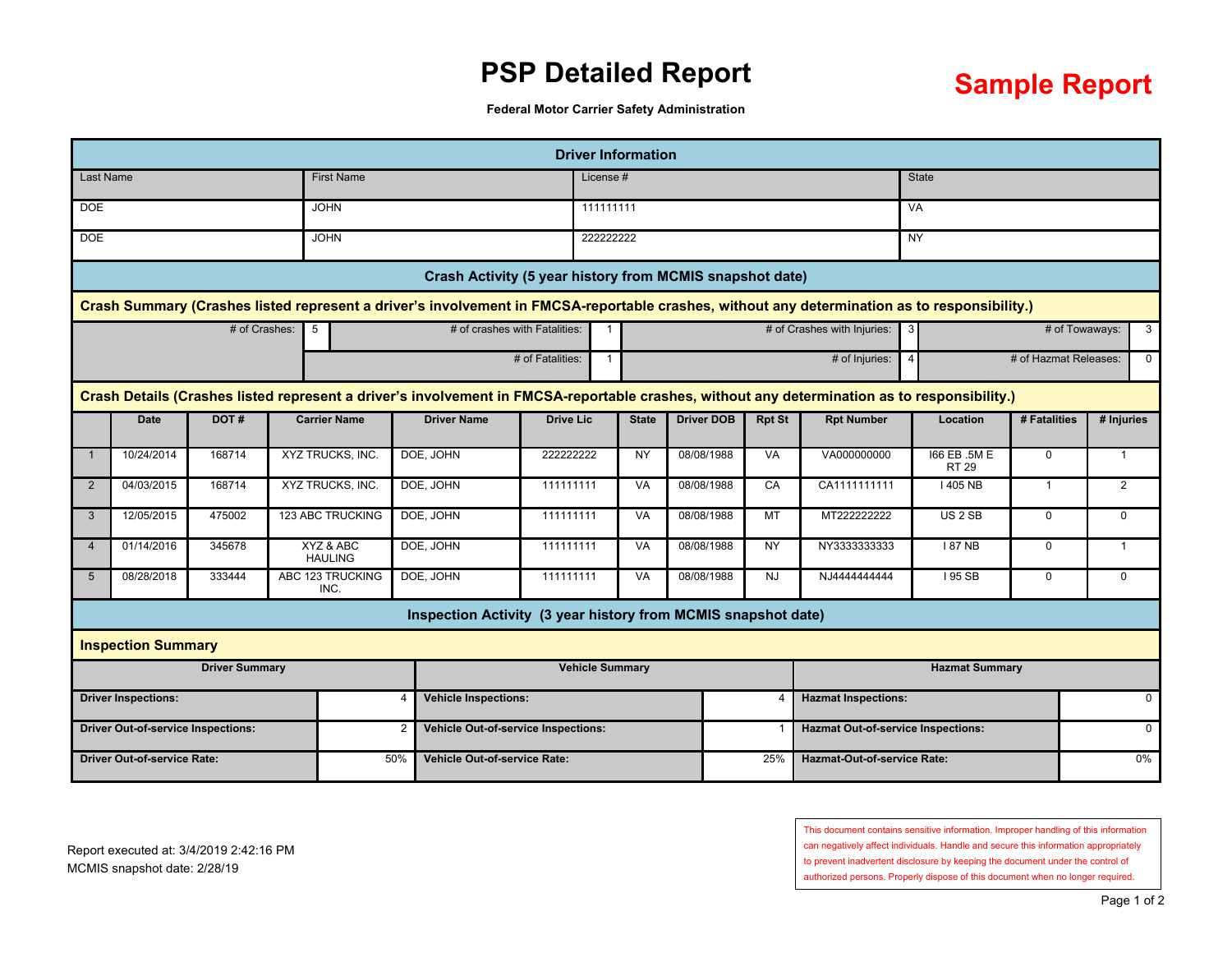# PSP Detailed Report

**Sample Report**

**Federal Motor Carrier Safety Administration**

## Driver Information

| Last Name | First Name | License # | State |
|---|---|---|---|
| DOE | JOHN | 111111111 | VA |
| DOE | JOHN | 222222222 | NY |

## Crash Activity (5 year history from MCMIS snapshot date)

### Crash Summary (Crashes listed represent a driver's involvement in FMCSA-reportable crashes, without any determination as to responsibility.)

| # of Crashes: | 5 | # of crashes with Fatalities: | 1 | # of Crashes with Injuries: | 3 | # of Towaways: | 3 |
|---|---|---|---|---|---|---|---|
| | | # of Fatalities: | 1 | # of Injuries: | 4 | # of Hazmat Releases: | 0 |

### Crash Details (Crashes listed represent a driver's involvement in FMCSA-reportable crashes, without any determination as to responsibility.)

| | Date | DOT # | Carrier Name | Driver Name | Drive Lic | State | Driver DOB | Rpt St | Rpt Number | Location | # Fatalities | # Injuries |
|---|---|---|---|---|---|---|---|---|---|---|---|---|
| 1 | 10/24/2014 | 168714 | XYZ TRUCKS, INC. | DOE, JOHN | 222222222 | NY | 08/08/1988 | VA | VA000000000 | I66 EB .5M E RT 29 | 0 | 1 |
| 2 | 04/03/2015 | 168714 | XYZ TRUCKS, INC. | DOE, JOHN | 111111111 | VA | 08/08/1988 | CA | CA1111111111 | I 405 NB | 1 | 2 |
| 3 | 12/05/2015 | 475002 | 123 ABC TRUCKING | DOE, JOHN | 111111111 | VA | 08/08/1988 | MT | MT222222222 | US 2 SB | 0 | 0 |
| 4 | 01/14/2016 | 345678 | XYZ & ABC HAULING | DOE, JOHN | 111111111 | VA | 08/08/1988 | NY | NY3333333333 | I 87 NB | 0 | 1 |
| 5 | 08/28/2018 | 333444 | ABC 123 TRUCKING INC. | DOE, JOHN | 111111111 | VA | 08/08/1988 | NJ | NJ4444444444 | I 95 SB | 0 | 0 |

## Inspection Activity (3 year history from MCMIS snapshot date)

### Inspection Summary

| Driver Summary | | Vehicle Summary | | Hazmat Summary | |
|---|---|---|---|---|---|
| **Driver Inspections:** | 4 | **Vehicle Inspections:** | 4 | **Hazmat Inspections:** | 0 |
| **Driver Out-of-service Inspections:** | 2 | **Vehicle Out-of-service Inspections:** | 1 | **Hazmat Out-of-service Inspections:** | 0 |
| **Driver Out-of-service Rate:** | 50% | **Vehicle Out-of-service Rate:** | 25% | **Hazmat-Out-of-service Rate:** | 0% |

Report executed at: 3/4/2019 2:42:16 PM
MCMIS snapshot date: 2/28/19

This document contains sensitive information. Improper handling of this information can negatively affect individuals. Handle and secure this information appropriately to prevent inadvertent disclosure by keeping the document under the control of authorized persons. Properly dispose of this document when no longer required.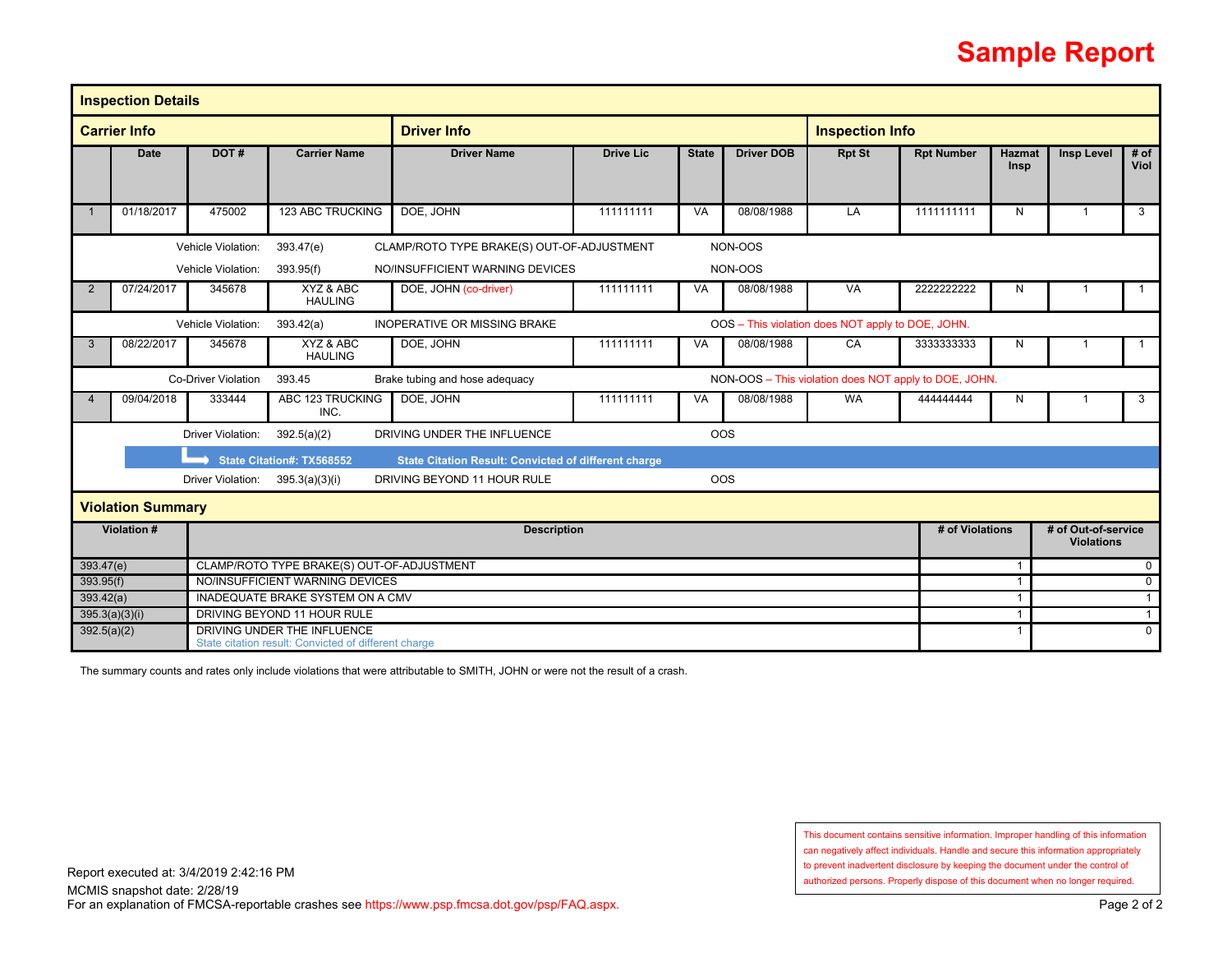# Sample Report

## Inspection Details

| | Carrier Info | | | Driver Info | | | | Inspection Info | | | | |
|---|---|---|---|---|---|---|---|---|---|---|---|---|
| | **Date** | **DOT #** | **Carrier Name** | **Driver Name** | **Drive Lic** | **State** | **Driver DOB** | **Rpt St** | **Rpt Number** | **Hazmat Insp** | **Insp Level** | **# of Viol** |
| 1 | 01/18/2017 | 475002 | 123 ABC TRUCKING | DOE, JOHN | 111111111 | VA | 08/08/1988 | LA | 1111111111 | N | 1 | 3 |
| | Vehicle Violation: | 393.47(e) | CLAMP/ROTO TYPE BRAKE(S) OUT-OF-ADJUSTMENT | | | | NON-OOS | | | | | |
| | Vehicle Violation: | 393.95(f) | NO/INSUFFICIENT WARNING DEVICES | | | | NON-OOS | | | | | |
| 2 | 07/24/2017 | 345678 | XYZ & ABC HAULING | DOE, JOHN (co-driver) | 111111111 | VA | 08/08/1988 | VA | 2222222222 | N | 1 | 1 |
| | Vehicle Violation: | 393.42(a) | INOPERATIVE OR MISSING BRAKE | | | | OOS – This violation does NOT apply to DOE, JOHN. | | | | | |
| 3 | 08/22/2017 | 345678 | XYZ & ABC HAULING | DOE, JOHN | 111111111 | VA | 08/08/1988 | CA | 3333333333 | N | 1 | 1 |
| | Co-Driver Violation | 393.45 | Brake tubing and hose adequacy | | | | NON-OOS – This violation does NOT apply to DOE, JOHN. | | | | | |
| 4 | 09/04/2018 | 333444 | ABC 123 TRUCKING INC. | DOE, JOHN | 111111111 | VA | 08/08/1988 | WA | 444444444 | N | 1 | 3 |
| | Driver Violation: | 392.5(a)(2) | DRIVING UNDER THE INFLUENCE | | | | OOS | | | | | |
| | State Citation#: TX568552 | | State Citation Result: Convicted of different charge | | | | | | | | | |
| | Driver Violation: | 395.3(a)(3)(i) | DRIVING BEYOND 11 HOUR RULE | | | | OOS | | | | | |

## Violation Summary

| Violation # | Description | # of Violations | # of Out-of-service Violations |
|---|---|---|---|
| 393.47(e) | CLAMP/ROTO TYPE BRAKE(S) OUT-OF-ADJUSTMENT | 1 | 0 |
| 393.95(f) | NO/INSUFFICIENT WARNING DEVICES | 1 | 0 |
| 393.42(a) | INADEQUATE BRAKE SYSTEM ON A CMV | 1 | 1 |
| 395.3(a)(3)(i) | DRIVING BEYOND 11 HOUR RULE | 1 | 1 |
| 392.5(a)(2) | DRIVING UNDER THE INFLUENCE<br>State citation result: Convicted of different charge | 1 | 0 |

The summary counts and rates only include violations that were attributable to SMITH, JOHN or were not the result of a crash.

Report executed at: 3/4/2019 2:42:16 PM

MCMIS snapshot date: 2/28/19

For an explanation of FMCSA-reportable crashes see https://www.psp.fmcsa.dot.gov/psp/FAQ.aspx.

This document contains sensitive information. Improper handling of this information can negatively affect individuals. Handle and secure this information appropriately to prevent inadvertent disclosure by keeping the document under the control of authorized persons. Properly dispose of this document when no longer required.